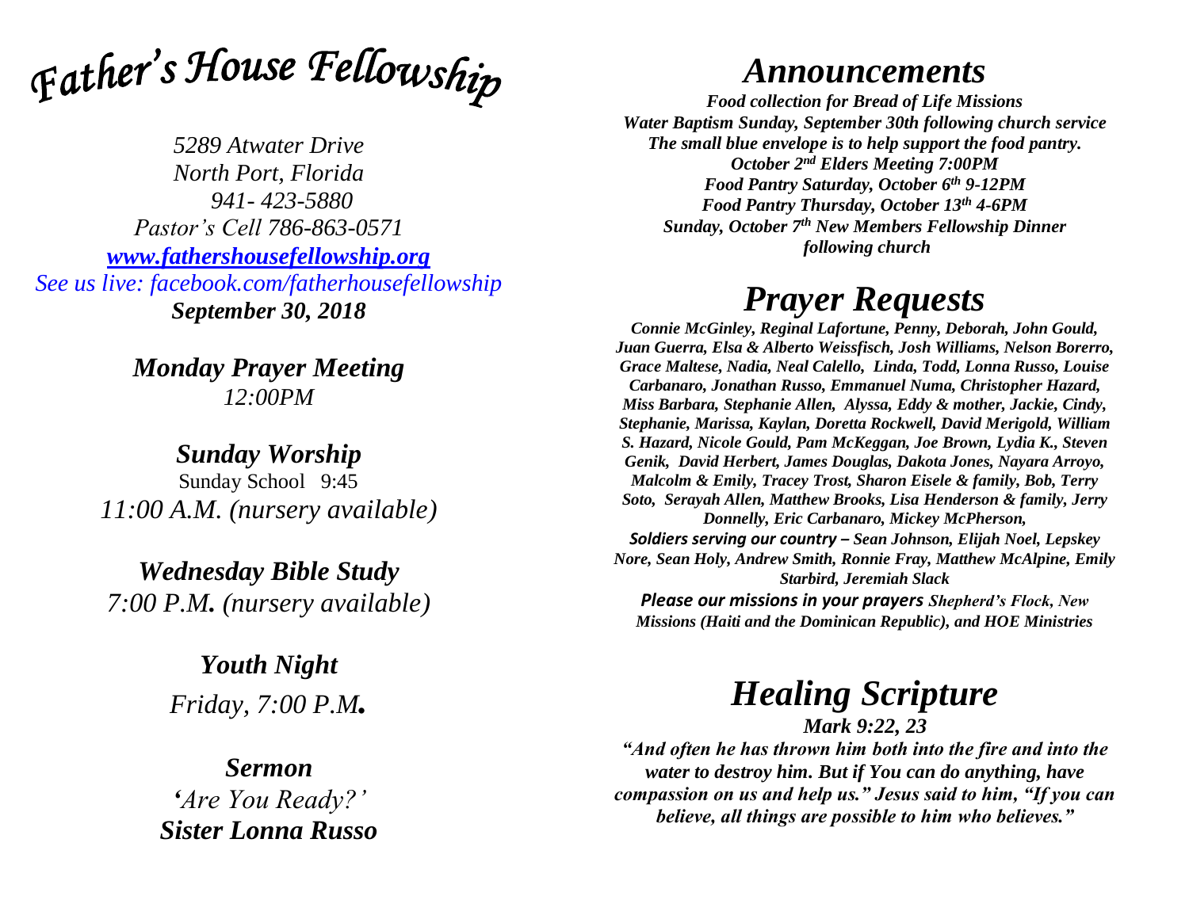# *Father's House Fellowship*

*5289 Atwater Drive*
*North Port, Florida*
*941- 423-5880*
*Pastor's Cell 786-863-0571*
*www.fathershousefellowship.org*
*See us live: facebook.com/fatherhousefellowship*
***September 30, 2018***

***Monday Prayer Meeting***
*12:00PM*

***Sunday Worship***
Sunday School 9:45
*11:00 A.M. (nursery available)*

***Wednesday Bible Study***
*7:00 P.M. (nursery available)*

***Youth Night***
*Friday, 7:00 P.M.*

***Sermon***
*'Are You Ready?'*
***Sister Lonna Russo***

# *Announcements*

***Food collection for Bread of Life Missions***
***Water Baptism Sunday, September 30th following church service***
***The small blue envelope is to help support the food pantry.***
***October 2nd Elders Meeting 7:00PM***
***Food Pantry Saturday, October 6th 9-12PM***
***Food Pantry Thursday, October 13th 4-6PM***
***Sunday, October 7th New Members Fellowship Dinner following church***

# *Prayer Requests*

***Connie McGinley, Reginal Lafortune, Penny, Deborah, John Gould, Juan Guerra, Elsa & Alberto Weissfisch, Josh Williams, Nelson Borerro, Grace Maltese, Nadia, Neal Calello, Linda, Todd, Lonna Russo, Louise Carbanaro, Jonathan Russo, Emmanuel Numa, Christopher Hazard, Miss Barbara, Stephanie Allen, Alyssa, Eddy & mother, Jackie, Cindy, Stephanie, Marissa, Kaylan, Doretta Rockwell, David Merigold, William S. Hazard, Nicole Gould, Pam McKeggan, Joe Brown, Lydia K., Steven Genik, David Herbert, James Douglas, Dakota Jones, Nayara Arroyo, Malcolm & Emily, Tracey Trost, Sharon Eisele & family, Bob, Terry Soto, Serayah Allen, Matthew Brooks, Lisa Henderson & family, Jerry Donnelly, Eric Carbanaro, Mickey McPherson,***

***Soldiers serving our country – Sean Johnson, Elijah Noel, Lepskey Nore, Sean Holy, Andrew Smith, Ronnie Fray, Matthew McAlpine, Emily Starbird, Jeremiah Slack***

***Please our missions in your prayers Shepherd's Flock, New Missions (Haiti and the Dominican Republic), and HOE Ministries***

# *Healing Scripture*

***Mark 9:22, 23***

***"And often he has thrown him both into the fire and into the water to destroy him. But if You can do anything, have compassion on us and help us." Jesus said to him, "If you can believe, all things are possible to him who believes."***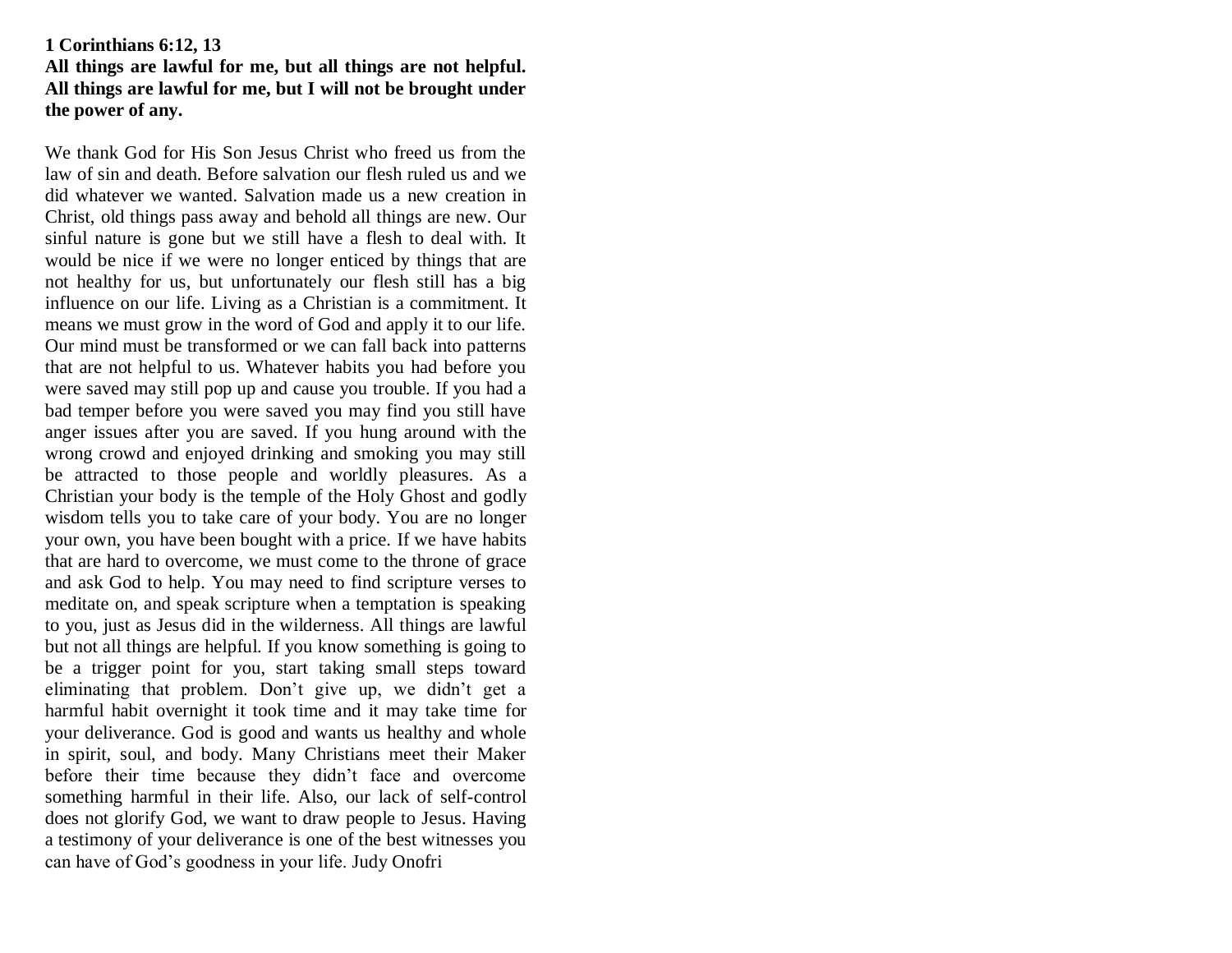**1 Corinthians 6:12, 13**
**All things are lawful for me, but all things are not helpful. All things are lawful for me, but I will not be brought under the power of any.**

We thank God for His Son Jesus Christ who freed us from the law of sin and death. Before salvation our flesh ruled us and we did whatever we wanted. Salvation made us a new creation in Christ, old things pass away and behold all things are new. Our sinful nature is gone but we still have a flesh to deal with. It would be nice if we were no longer enticed by things that are not healthy for us, but unfortunately our flesh still has a big influence on our life. Living as a Christian is a commitment. It means we must grow in the word of God and apply it to our life. Our mind must be transformed or we can fall back into patterns that are not helpful to us. Whatever habits you had before you were saved may still pop up and cause you trouble. If you had a bad temper before you were saved you may find you still have anger issues after you are saved. If you hung around with the wrong crowd and enjoyed drinking and smoking you may still be attracted to those people and worldly pleasures. As a Christian your body is the temple of the Holy Ghost and godly wisdom tells you to take care of your body. You are no longer your own, you have been bought with a price. If we have habits that are hard to overcome, we must come to the throne of grace and ask God to help. You may need to find scripture verses to meditate on, and speak scripture when a temptation is speaking to you, just as Jesus did in the wilderness. All things are lawful but not all things are helpful. If you know something is going to be a trigger point for you, start taking small steps toward eliminating that problem. Don’t give up, we didn’t get a harmful habit overnight it took time and it may take time for your deliverance. God is good and wants us healthy and whole in spirit, soul, and body. Many Christians meet their Maker before their time because they didn’t face and overcome something harmful in their life. Also, our lack of self-control does not glorify God, we want to draw people to Jesus. Having a testimony of your deliverance is one of the best witnesses you can have of God’s goodness in your life. Judy Onofri